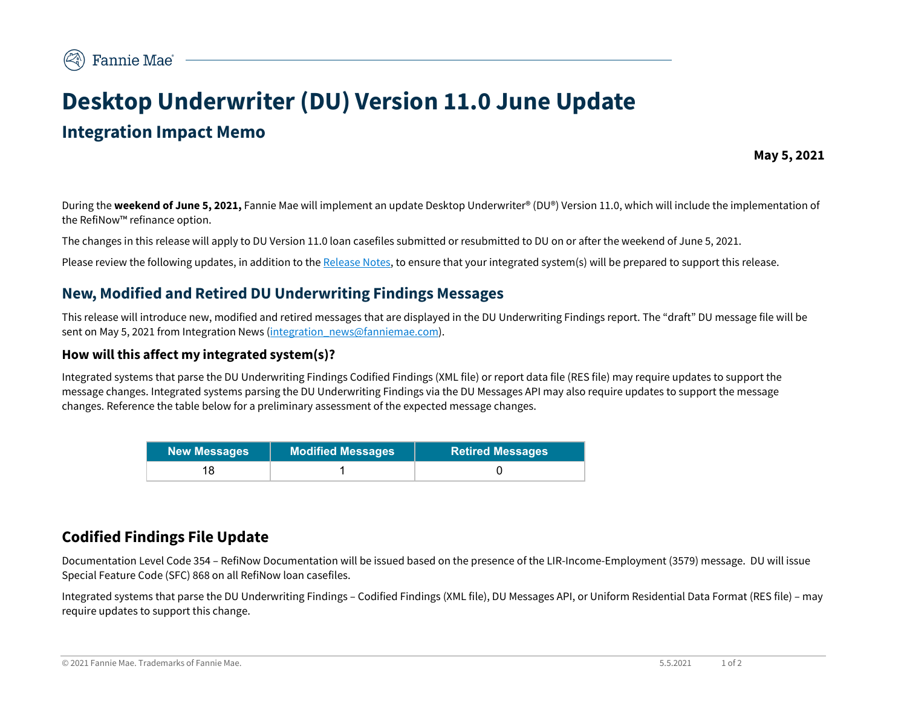# Desktop Underwriter (DU) Version 11.0 June Update

## Integration Impact Memo

**May 5, 2021**

During the **weekend of June 5, 2021,** Fannie Mae will implement an update Desktop Underwriter® (DU®) Version 11.0, which will include the implementation of the RefiNow™ refinance option.

The changes in this release will apply to DU Version 11.0 loan casefiles submitted or resubmitted to DU on or after the weekend of June 5, 2021.

Please review the following updates, in addition to the Release Notes, to ensure that your integrated system(s) will be prepared to support this release.

## New, Modified and Retired DU Underwriting Findings Messages

This release will introduce new, modified and retired messages that are displayed in the DU Underwriting Findings report. The "draft" DU message file will be sent on May 5, 2021 from Integration News (integration_news@fanniemae.com).

### How will this affect my integrated system(s)?

Integrated systems that parse the DU Underwriting Findings Codified Findings (XML file) or report data file (RES file) may require updates to support the message changes. Integrated systems parsing the DU Underwriting Findings via the DU Messages API may also require updates to support the message changes. Reference the table below for a preliminary assessment of the expected message changes.

| New Messages | Modified Messages | Retired Messages |
|---|---|---|
| 18 | 1 | 0 |

## Codified Findings File Update

Documentation Level Code 354 – RefiNow Documentation will be issued based on the presence of the LIR-Income-Employment (3579) message. DU will issue Special Feature Code (SFC) 868 on all RefiNow loan casefiles.

Integrated systems that parse the DU Underwriting Findings – Codified Findings (XML file), DU Messages API, or Uniform Residential Data Format (RES file) – may require updates to support this change.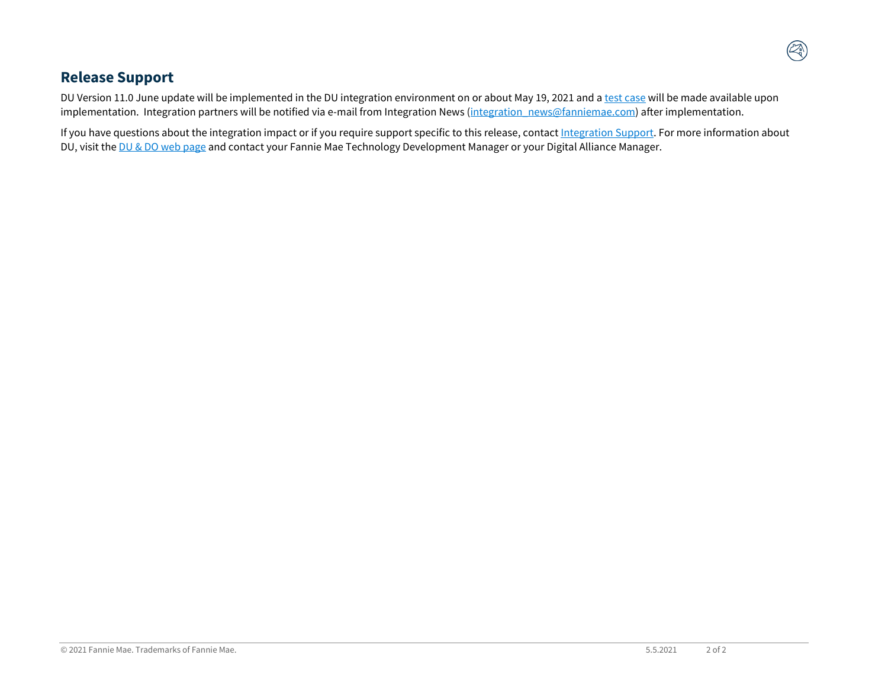## Release Support

DU Version 11.0 June update will be implemented in the DU integration environment on or about May 19, 2021 and a test case will be made available upon implementation.  Integration partners will be notified via e-mail from Integration News (integration_news@fanniemae.com) after implementation.

If you have questions about the integration impact or if you require support specific to this release, contact Integration Support. For more information about DU, visit the DU & DO web page and contact your Fannie Mae Technology Development Manager or your Digital Alliance Manager.